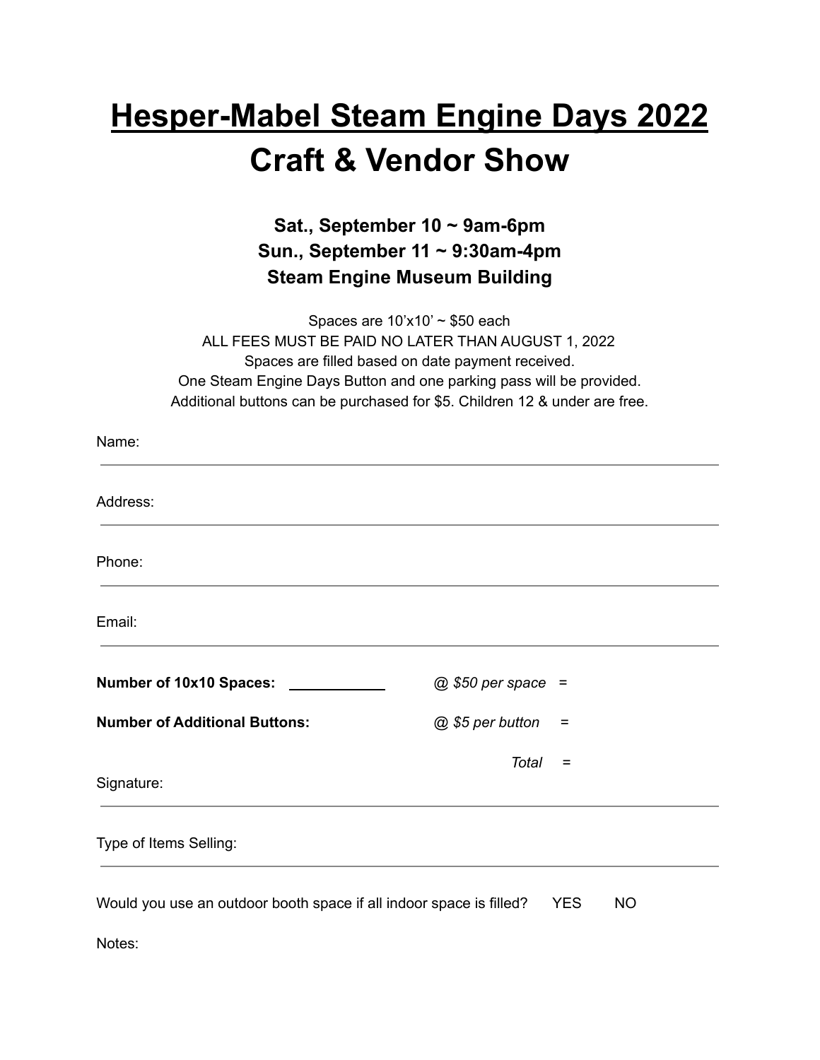# Hesper-Mabel Steam Engine Days 2022
# Craft & Vendor Show

### Sat., September 10 ~ 9am-6pm
### Sun., September 11 ~ 9:30am-4pm
### Steam Engine Museum Building

Spaces are 10'x10' ~ $50 each
ALL FEES MUST BE PAID NO LATER THAN AUGUST 1, 2022
Spaces are filled based on date payment received.
One Steam Engine Days Button and one parking pass will be provided.
Additional buttons can be purchased for $5. Children 12 & under are free.

Name: ________________________________________

Address: ________________________________________

Phone: ________________________________________

Email: ________________________________________

**Number of 10x10 Spaces:** ____________ *@ $50 per space* =

**Number of Additional Buttons:** *@ $5 per button* =

*Total* =

Signature: ________________________________________

Type of Items Selling: ________________________________________

Would you use an outdoor booth space if all indoor space is filled? YES NO

Notes: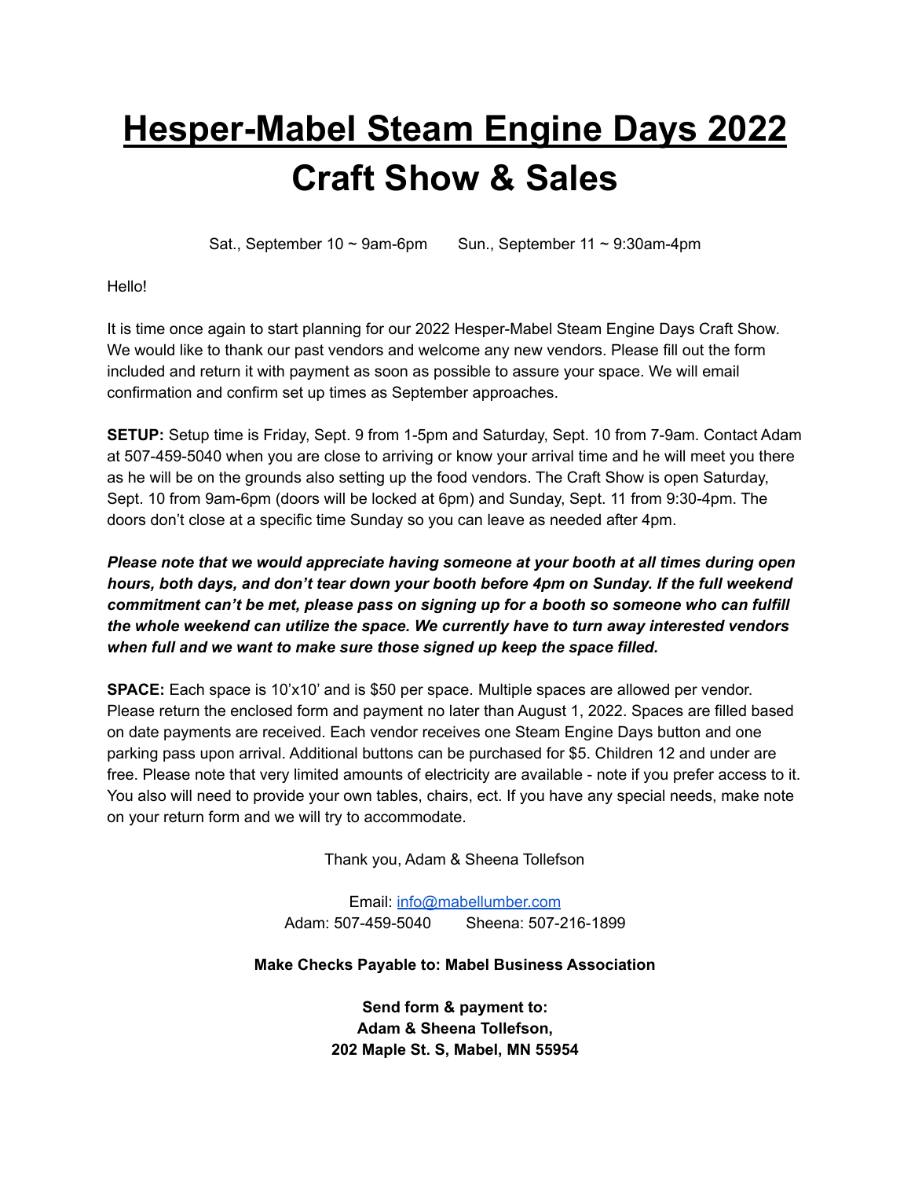# Hesper-Mabel Steam Engine Days 2022

# Craft Show & Sales

Sat., September 10 ~ 9am-6pm Sun., September 11 ~ 9:30am-4pm

Hello!

It is time once again to start planning for our 2022 Hesper-Mabel Steam Engine Days Craft Show. We would like to thank our past vendors and welcome any new vendors. Please fill out the form included and return it with payment as soon as possible to assure your space. We will email confirmation and confirm set up times as September approaches.

**SETUP:** Setup time is Friday, Sept. 9 from 1-5pm and Saturday, Sept. 10 from 7-9am. Contact Adam at 507-459-5040 when you are close to arriving or know your arrival time and he will meet you there as he will be on the grounds also setting up the food vendors. The Craft Show is open Saturday, Sept. 10 from 9am-6pm (doors will be locked at 6pm) and Sunday, Sept. 11 from 9:30-4pm. The doors don't close at a specific time Sunday so you can leave as needed after 4pm.

***Please note that we would appreciate having someone at your booth at all times during open hours, both days, and don't tear down your booth before 4pm on Sunday. If the full weekend commitment can't be met, please pass on signing up for a booth so someone who can fulfill the whole weekend can utilize the space. We currently have to turn away interested vendors when full and we want to make sure those signed up keep the space filled.***

**SPACE:** Each space is 10'x10' and is $50 per space. Multiple spaces are allowed per vendor. Please return the enclosed form and payment no later than August 1, 2022. Spaces are filled based on date payments are received. Each vendor receives one Steam Engine Days button and one parking pass upon arrival. Additional buttons can be purchased for $5. Children 12 and under are free. Please note that very limited amounts of electricity are available - note if you prefer access to it. You also will need to provide your own tables, chairs, ect. If you have any special needs, make note on your return form and we will try to accommodate.

Thank you, Adam & Sheena Tollefson

Email: info@mabellumber.com

Adam: 507-459-5040 Sheena: 507-216-1899

**Make Checks Payable to: Mabel Business Association**

**Send form & payment to:**
**Adam & Sheena Tollefson,**
**202 Maple St. S, Mabel, MN 55954**